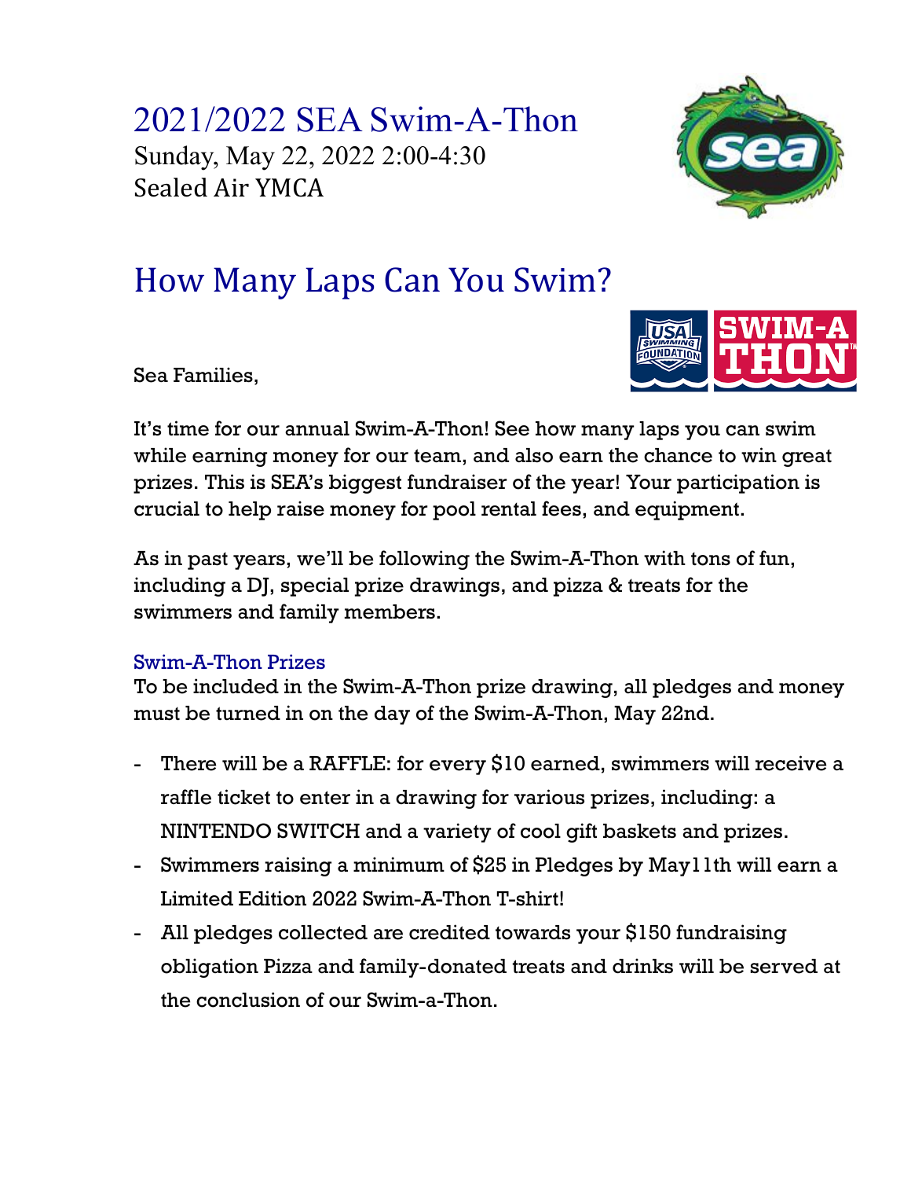# 2021/2022 SEA Swim-A-Thon

Sunday, May 22, 2022 2:00-4:30

Sealed Air YMCA

## How Many Laps Can You Swim?

Sea Families,

It's time for our annual Swim-A-Thon! See how many laps you can swim while earning money for our team, and also earn the chance to win great prizes. This is SEA's biggest fundraiser of the year! Your participation is crucial to help raise money for pool rental fees, and equipment.

As in past years, we'll be following the Swim-A-Thon with tons of fun, including a DJ, special prize drawings, and pizza & treats for the swimmers and family members.

### Swim-A-Thon Prizes

To be included in the Swim-A-Thon prize drawing, all pledges and money must be turned in on the day of the Swim-A-Thon, May 22nd.

- There will be a RAFFLE: for every $10 earned, swimmers will receive a raffle ticket to enter in a drawing for various prizes, including: a NINTENDO SWITCH and a variety of cool gift baskets and prizes.
- Swimmers raising a minimum of $25 in Pledges by May11th will earn a Limited Edition 2022 Swim-A-Thon T-shirt!
- All pledges collected are credited towards your $150 fundraising obligation Pizza and family-donated treats and drinks will be served at the conclusion of our Swim-a-Thon.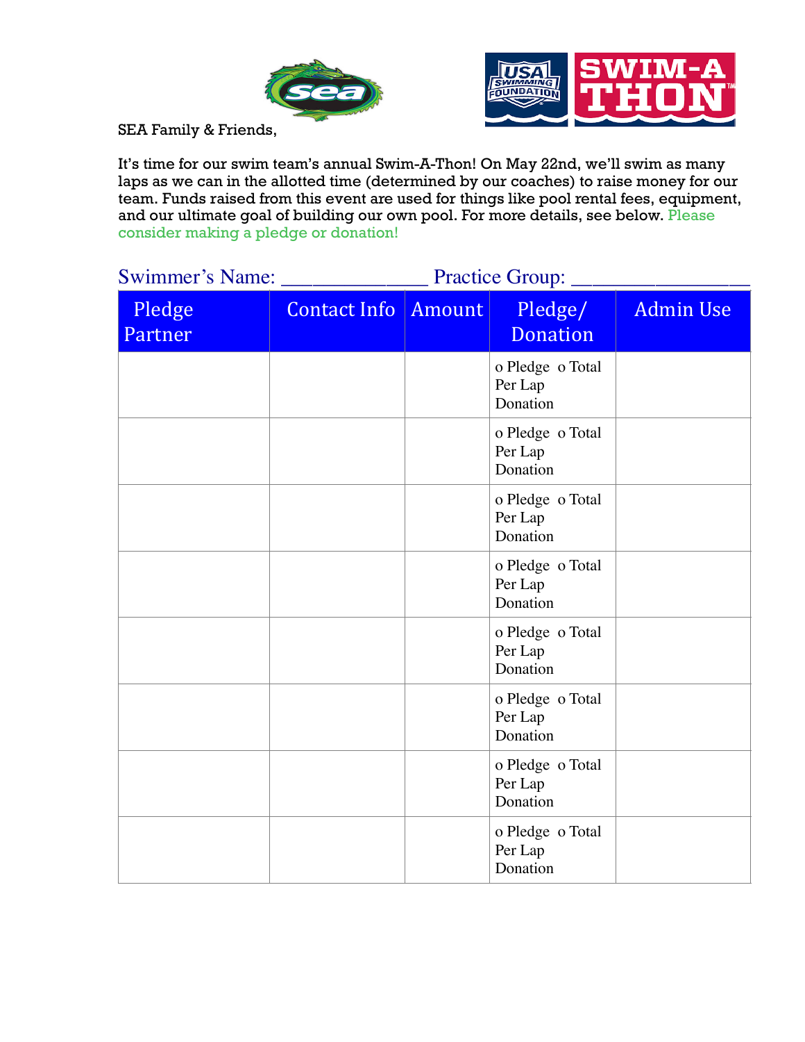SEA Family & Friends,

It's time for our swim team's annual Swim-A-Thon! On May 22nd, we'll swim as many laps as we can in the allotted time (determined by our coaches) to raise money for our team. Funds raised from this event are used for things like pool rental fees, equipment, and our ultimate goal of building our own pool. For more details, see below. Please consider making a pledge or donation!

Swimmer's Name: ______________ Practice Group: ________________

| Pledge Partner | Contact Info | Amount | Pledge/ Donation | Admin Use |
|---|---|---|---|---|
| | | | o Pledge Per Lap o Total Donation | |
| | | | o Pledge Per Lap o Total Donation | |
| | | | o Pledge Per Lap o Total Donation | |
| | | | o Pledge Per Lap o Total Donation | |
| | | | o Pledge Per Lap o Total Donation | |
| | | | o Pledge Per Lap o Total Donation | |
| | | | o Pledge Per Lap o Total Donation | |
| | | | o Pledge Per Lap o Total Donation | |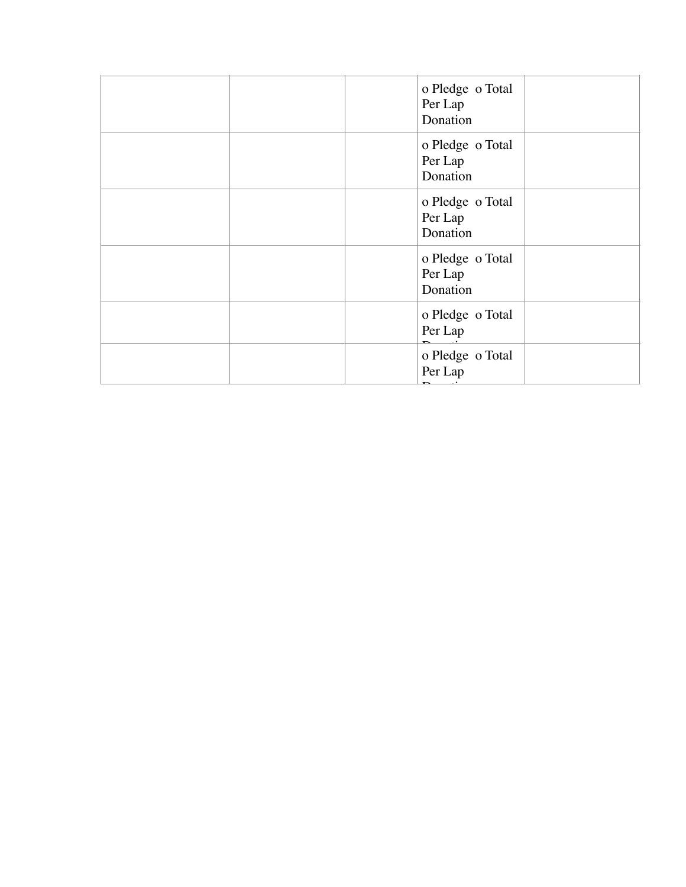| | | | | |
|---|---|---|---|---|
| | | | o Pledge o Total Per Lap Donation | |
| | | | o Pledge o Total Per Lap Donation | |
| | | | o Pledge o Total Per Lap Donation | |
| | | | o Pledge o Total Per Lap Donation | |
| | | | o Pledge o Total Per Lap Donation | |
| | | | o Pledge o Total Per Lap Donation | |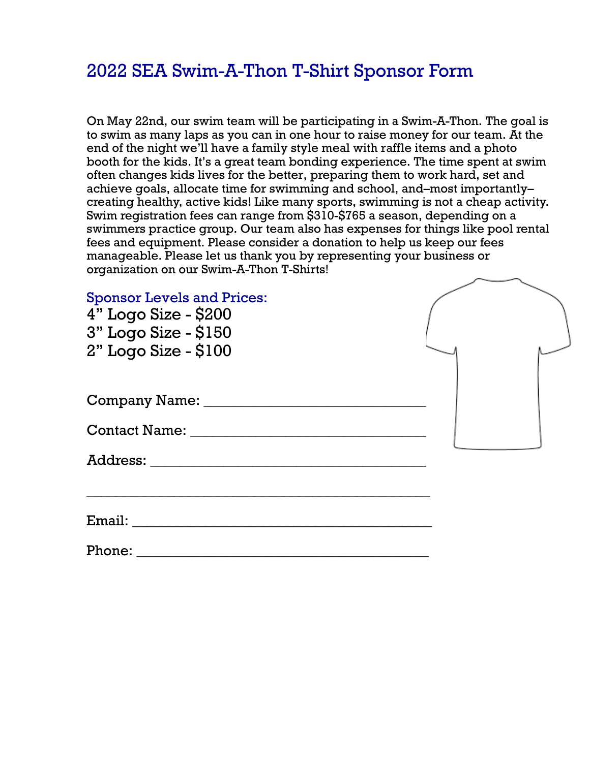# 2022 SEA Swim-A-Thon T-Shirt Sponsor Form

On May 22nd, our swim team will be participating in a Swim-A-Thon. The goal is to swim as many laps as you can in one hour to raise money for our team. At the end of the night we'll have a family style meal with raffle items and a photo booth for the kids. It's a great team bonding experience. The time spent at swim often changes kids lives for the better, preparing them to work hard, set and achieve goals, allocate time for swimming and school, and–most importantly–creating healthy, active kids! Like many sports, swimming is not a cheap activity. Swim registration fees can range from $310-$765 a season, depending on a swimmers practice group. Our team also has expenses for things like pool rental fees and equipment. Please consider a donation to help us keep our fees manageable. Please let us thank you by representing your business or organization on our Swim-A-Thon T-Shirts!

## Sponsor Levels and Prices:

4" Logo Size - $200

3" Logo Size - $150

2" Logo Size - $100

Company Name: ______________________________

Contact Name: ______________________________

Address: ______________________________

______________________________

Email: ______________________________

Phone: ______________________________